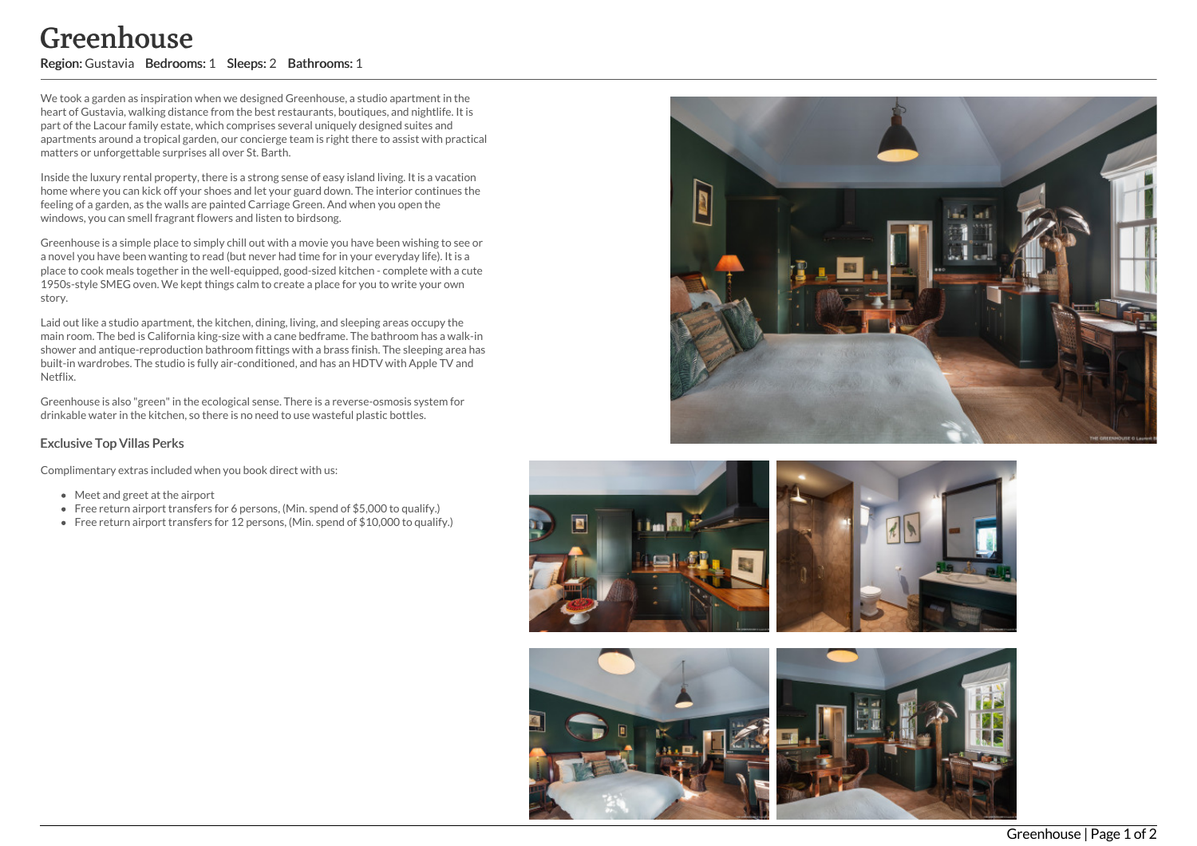# Greenhouse

**Region:** Gustavia **Bedrooms:** 1 **Sleeps:** 2 **Bathrooms:** 1

We took a garden as inspiration when we designed Greenhouse, a studio apartment in the heart of Gustavia, walking distance from the best restaurants, boutiques, and nightlife. It is part of the Lacour family estate, which comprises several uniquely designed suites and apartments around a tropical garden, our concierge team is right there to assist with practical matters or unforgettable surprises all over St. Barth.

Inside the luxury rental property, there is a strong sense of easy island living. It is a vacation home where you can kick off your shoes and let your guard down. The interior continues the feeling of a garden, as the walls are painted Carriage Green. And when you open the windows, you can smell fragrant flowers and listen to birdsong.

Greenhouse is a simple place to simply chill out with a movie you have been wishing to see or a novel you have been wanting to read (but never had time for in your everyday life). It is a place to cook meals together in the well-equipped, good-sized kitchen - complete with a cute 1950s-style SMEG oven. We kept things calm to create a place for you to write your own story.

Laid out like a studio apartment, the kitchen, dining, living, and sleeping areas occupy the main room. The bed is California king-size with a cane bedframe. The bathroom has a walk-in shower and antique-reproduction bathroom fittings with a brass finish. The sleeping area has built-in wardrobes. The studio is fully air-conditioned, and has an HDTV with Apple TV and Netflix.

Greenhouse is also "green" in the ecological sense. There is a reverse-osmosis system for drinkable water in the kitchen, so there is no need to use wasteful plastic bottles.

### Exclusive Top Villas Perks

Complimentary extras included when you book direct with us:

- Meet and greet at the airport
- Free return airport transfers for 6 persons, (Min. spend of $5,000 to qualify.)
- Free return airport transfers for 12 persons, (Min. spend of $10,000 to qualify.)